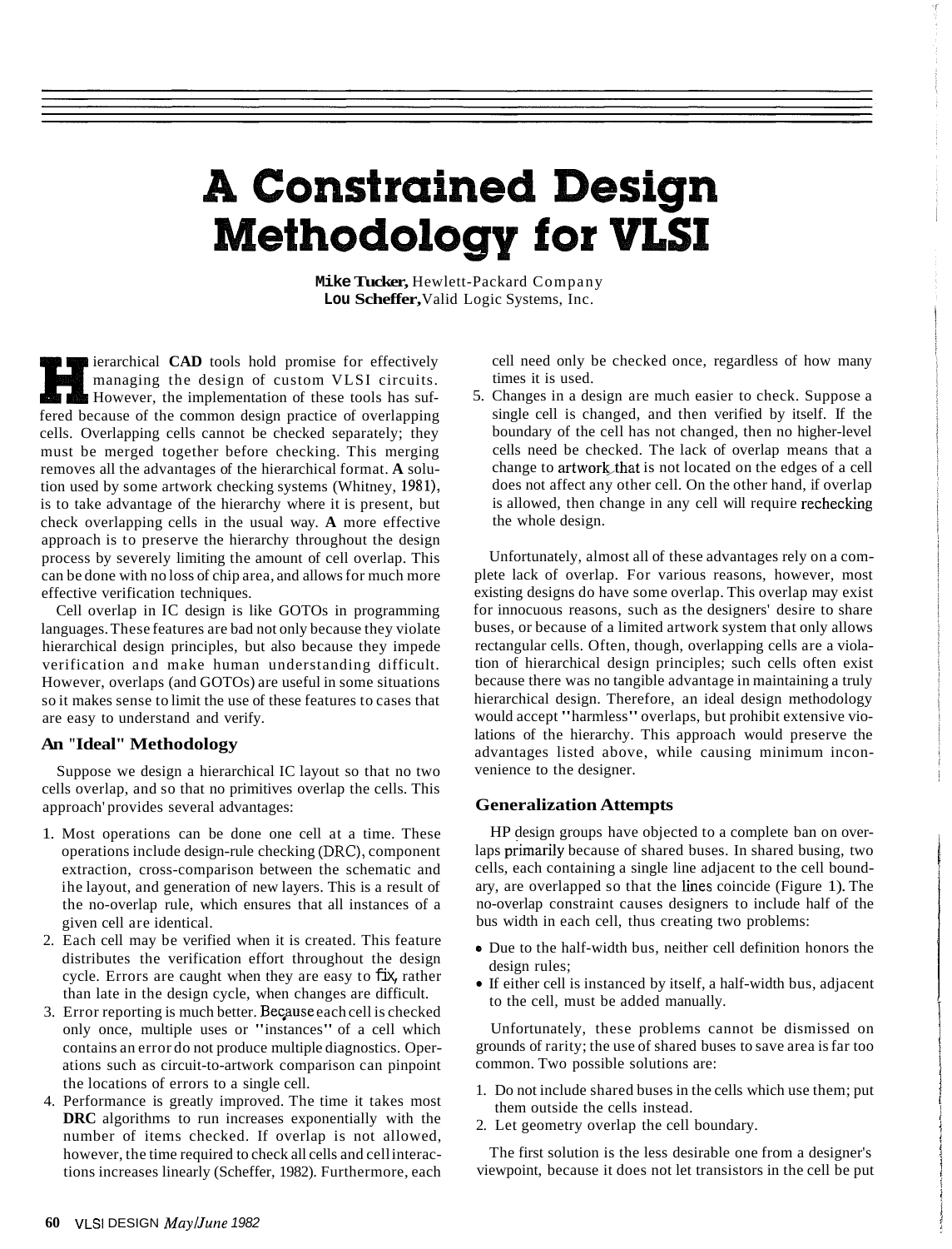# A Constrained Design Methodology for VLSI

**Mike Tucker,** Hewlett-Packard Company
**Lou Scheffer,** Valid Logic Systems, Inc.

Hierarchical **CAD** tools hold promise for effectively managing the design of custom VLSI circuits. However, the implementation of these tools has suffered because of the common design practice of overlapping cells. Overlapping cells cannot be checked separately; they must be merged together before checking. This merging removes all the advantages of the hierarchical format. **A** solution used by some artwork checking systems (Whitney, 1981), is to take advantage of the hierarchy where it is present, but check overlapping cells in the usual way. **A** more effective approach is to preserve the hierarchy throughout the design process by severely limiting the amount of cell overlap. This can be done with no loss of chip area, and allows for much more effective verification techniques.

Cell overlap in IC design is like GOTOs in programming languages. These features are bad not only because they violate hierarchical design principles, but also because they impede verification and make human understanding difficult. However, overlaps (and GOTOs) are useful in some situations so it makes sense to limit the use of these features to cases that are easy to understand and verify.

## An "Ideal" Methodology

Suppose we design a hierarchical IC layout so that no two cells overlap, and so that no primitives overlap the cells. This approach provides several advantages:

1. Most operations can be done one cell at a time. These operations include design-rule checking (DRC), component extraction, cross-comparison between the schematic and the layout, and generation of new layers. This is a result of the no-overlap rule, which ensures that all instances of a given cell are identical.
2. Each cell may be verified when it is created. This feature distributes the verification effort throughout the design cycle. Errors are caught when they are easy to fix, rather than late in the design cycle, when changes are difficult.
3. Error reporting is much better. Because each cell is checked only once, multiple uses or "instances" of a cell which contains an error do not produce multiple diagnostics. Operations such as circuit-to-artwork comparison can pinpoint the locations of errors to a single cell.
4. Performance is greatly improved. The time it takes most **DRC** algorithms to run increases exponentially with the number of items checked. If overlap is not allowed, however, the time required to check all cells and cell interactions increases linearly (Scheffer, 1982). Furthermore, each cell need only be checked once, regardless of how many times it is used.
5. Changes in a design are much easier to check. Suppose a single cell is changed, and then verified by itself. If the boundary of the cell has not changed, then no higher-level cells need be checked. The lack of overlap means that a change to artwork that is not located on the edges of a cell does not affect any other cell. On the other hand, if overlap is allowed, then change in any cell will require rechecking the whole design.

Unfortunately, almost all of these advantages rely on a complete lack of overlap. For various reasons, however, most existing designs do have some overlap. This overlap may exist for innocuous reasons, such as the designers' desire to share buses, or because of a limited artwork system that only allows rectangular cells. Often, though, overlapping cells are a violation of hierarchical design principles; such cells often exist because there was no tangible advantage in maintaining a truly hierarchical design. Therefore, an ideal design methodology would accept "harmless" overlaps, but prohibit extensive violations of the hierarchy. This approach would preserve the advantages listed above, while causing minimum inconvenience to the designer.

## Generalization Attempts

HP design groups have objected to a complete ban on overlaps primarily because of shared buses. In shared busing, two cells, each containing a single line adjacent to the cell boundary, are overlapped so that the lines coincide (Figure 1). The no-overlap constraint causes designers to include half of the bus width in each cell, thus creating two problems:

- Due to the half-width bus, neither cell definition honors the design rules;
- If either cell is instanced by itself, a half-width bus, adjacent to the cell, must be added manually.

Unfortunately, these problems cannot be dismissed on grounds of rarity; the use of shared buses to save area is far too common. Two possible solutions are:

1. Do not include shared buses in the cells which use them; put them outside the cells instead.
2. Let geometry overlap the cell boundary.

The first solution is the less desirable one from a designer's viewpoint, because it does not let transistors in the cell be put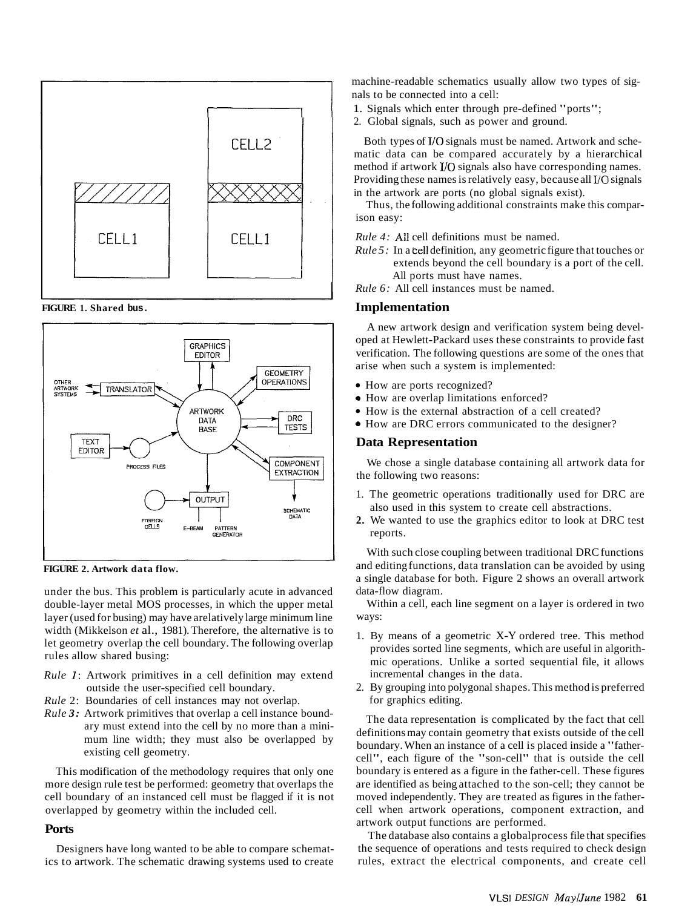FIGURE 1. Shared bus.

FIGURE 2. Artwork data flow.

under the bus. This problem is particularly acute in advanced double-layer metal MOS processes, in which the upper metal layer (used for busing) may have a relatively large minimum line width (Mikkelson *et* al., 1981). Therefore, the alternative is to let geometry overlap the cell boundary. The following overlap rules allow shared busing:

*Rule 1*: Artwork primitives in a cell definition may extend outside the user-specified cell boundary.

*Rule 2*: Boundaries of cell instances may not overlap.

*Rule 3*: Artwork primitives that overlap a cell instance boundary must extend into the cell by no more than a minimum line width; they must also be overlapped by existing cell geometry.

This modification of the methodology requires that only one more design rule test be performed: geometry that overlaps the cell boundary of an instanced cell must be flagged if it is not overlapped by geometry within the included cell.

## Ports

Designers have long wanted to be able to compare schematics to artwork. The schematic drawing systems used to create machine-readable schematics usually allow two types of signals to be connected into a cell:

1. Signals which enter through pre-defined "ports";
2. Global signals, such as power and ground.

Both types of I/O signals must be named. Artwork and schematic data can be compared accurately by a hierarchical method if artwork I/O signals also have corresponding names. Providing these names is relatively easy, because all I/O signals in the artwork are ports (no global signals exist).

Thus, the following additional constraints make this comparison easy:

*Rule 4:* All cell definitions must be named.

*Rule 5:* In a cell definition, any geometric figure that touches or extends beyond the cell boundary is a port of the cell. All ports must have names.

*Rule 6:* All cell instances must be named.

## Implementation

A new artwork design and verification system being developed at Hewlett-Packard uses these constraints to provide fast verification. The following questions are some of the ones that arise when such a system is implemented:

- How are ports recognized?
- How are overlap limitations enforced?
- How is the external abstraction of a cell created?
- How are DRC errors communicated to the designer?

## Data Representation

We chose a single database containing all artwork data for the following two reasons:

1. The geometric operations traditionally used for DRC are also used in this system to create cell abstractions.
2. We wanted to use the graphics editor to look at DRC test reports.

With such close coupling between traditional DRC functions and editing functions, data translation can be avoided by using a single database for both. Figure 2 shows an overall artwork data-flow diagram.

Within a cell, each line segment on a layer is ordered in two ways:

1. By means of a geometric X-Y ordered tree. This method provides sorted line segments, which are useful in algorithmic operations. Unlike a sorted sequential file, it allows incremental changes in the data.
2. By grouping into polygonal shapes. This method is preferred for graphics editing.

The data representation is complicated by the fact that cell definitions may contain geometry that exists outside of the cell boundary. When an instance of a cell is placed inside a "father-cell", each figure of the "son-cell" that is outside the cell boundary is entered as a figure in the father-cell. These figures are identified as being attached to the son-cell; they cannot be moved independently. They are treated as figures in the father-cell when artwork operations, component extraction, and artwork output functions are performed.

The database also contains a global process file that specifies the sequence of operations and tests required to check design rules, extract the electrical components, and create cell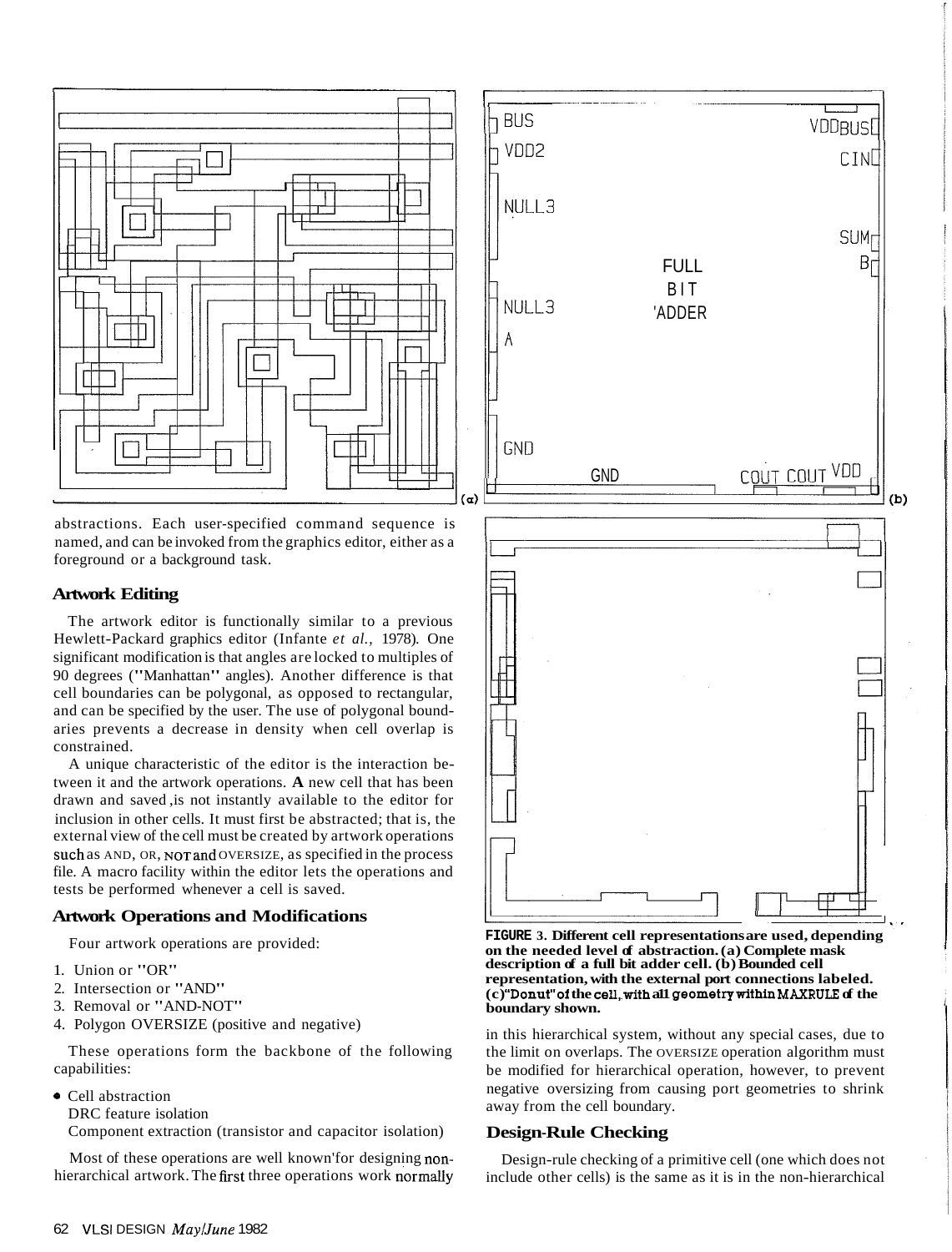abstractions. Each user-specified command sequence is named, and can be invoked from the graphics editor, either as a foreground or a background task.

### Artwork Editing

The artwork editor is functionally similar to a previous Hewlett-Packard graphics editor (Infante *et al.*, 1978). One significant modification is that angles are locked to multiples of 90 degrees ("Manhattan" angles). Another difference is that cell boundaries can be polygonal, as opposed to rectangular, and can be specified by the user. The use of polygonal boundaries prevents a decrease in density when cell overlap is constrained.

A unique characteristic of the editor is the interaction between it and the artwork operations. **A** new cell that has been drawn and saved is not instantly available to the editor for inclusion in other cells. It must first be abstracted; that is, the external view of the cell must be created by artwork operations such as AND, OR, NOT and OVERSIZE, as specified in the process file. A macro facility within the editor lets the operations and tests be performed whenever a cell is saved.

### Artwork Operations and Modifications

Four artwork operations are provided:

1. Union or "OR"
2. Intersection or "AND"
3. Removal or "AND-NOT"
4. Polygon OVERSIZE (positive and negative)

These operations form the backbone of the following capabilities:

- Cell abstraction
  DRC feature isolation
  Component extraction (transistor and capacitor isolation)

Most of these operations are well known for designing non-hierarchical artwork. The first three operations work normally in this hierarchical system, without any special cases, due to the limit on overlaps. The OVERSIZE operation algorithm must be modified for hierarchical operation, however, to prevent negative oversizing from causing port geometries to shrink away from the cell boundary.

**FIGURE 3. Different cell representations are used, depending on the needed level of abstraction. (a) Complete mask description of a full bit adder cell. (b) Bounded cell representation, with the external port connections labeled. (c) "Donut" of the cell, with all geometry within MAXRULE of the boundary shown.**

### Design-Rule Checking

Design-rule checking of a primitive cell (one which does not include other cells) is the same as it is in the non-hierarchical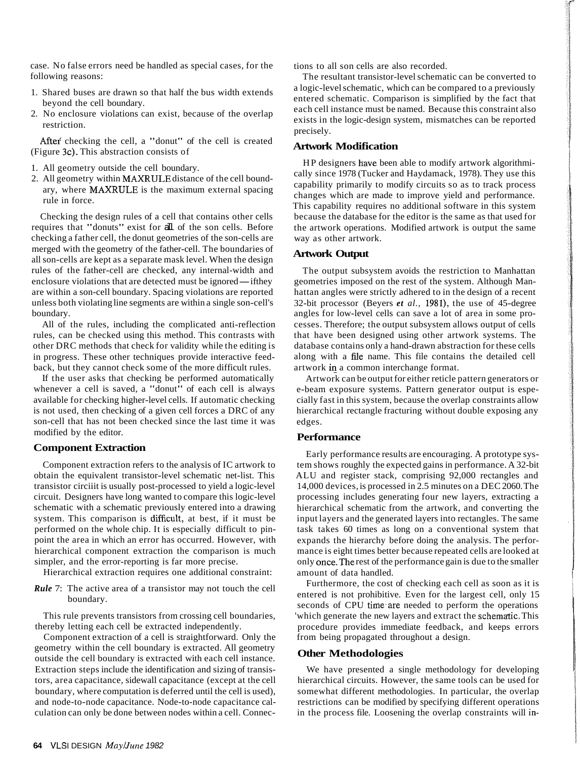case. No false errors need be handled as special cases, for the following reasons:

1. Shared buses are drawn so that half the bus width extends beyond the cell boundary.
2. No enclosure violations can exist, because of the overlap restriction.

After checking the cell, a "donut" of the cell is created (Figure 3c). This abstraction consists of

1. All geometry outside the cell boundary.
2. All geometry within MAXRULE distance of the cell boundary, where MAXRULE is the maximum external spacing rule in force.

Checking the design rules of a cell that contains other cells requires that "donuts" exist for all of the son cells. Before checking a father cell, the donut geometries of the son-cells are merged with the geometry of the father-cell. The boundaries of all son-cells are kept as a separate mask level. When the design rules of the father-cell are checked, any internal-width and enclosure violations that are detected must be ignored—if they are within a son-cell boundary. Spacing violations are reported unless both violating line segments are within a single son-cell's boundary.

All of the rules, including the complicated anti-reflection rules, can be checked using this method. This contrasts with other DRC methods that check for validity while the editing is in progress. These other techniques provide interactive feedback, but they cannot check some of the more difficult rules.

If the user asks that checking be performed automatically whenever a cell is saved, a "donut" of each cell is always available for checking higher-level cells. If automatic checking is not used, then checking of a given cell forces a DRC of any son-cell that has not been checked since the last time it was modified by the editor.

## Component Extraction

Component extraction refers to the analysis of IC artwork to obtain the equivalent transistor-level schematic net-list. This transistor circiiit is usually post-processed to yield a logic-level circuit. Designers have long wanted to compare this logic-level schematic with a schematic previously entered into a drawing system. This comparison is difficult, at best, if it must be performed on the whole chip. It is especially difficult to pinpoint the area in which an error has occurred. However, with hierarchical component extraction the comparison is much simpler, and the error-reporting is far more precise.

Hierarchical extraction requires one additional constraint:

***Rule* 7**: The active area of a transistor may not touch the cell boundary.

This rule prevents transistors from crossing cell boundaries, thereby letting each cell be extracted independently.

Component extraction of a cell is straightforward. Only the geometry within the cell boundary is extracted. All geometry outside the cell boundary is extracted with each cell instance. Extraction steps include the identification and sizing of transistors, area capacitance, sidewall capacitance (except at the cell boundary, where computation is deferred until the cell is used), and node-to-node capacitance. Node-to-node capacitance calculation can only be done between nodes within a cell. Connections to all son cells are also recorded.

The resultant transistor-level schematic can be converted to a logic-level schematic, which can be compared to a previously entered schematic. Comparison is simplified by the fact that each cell instance must be named. Because this constraint also exists in the logic-design system, mismatches can be reported precisely.

## Artwork Modification

HP designers have been able to modify artwork algorithmically since 1978 (Tucker and Haydamack, 1978). They use this capability primarily to modify circuits so as to track process changes which are made to improve yield and performance. This capability requires no additional software in this system because the database for the editor is the same as that used for the artwork operations. Modified artwork is output the same way as other artwork.

## Artwork Output

The output subsystem avoids the restriction to Manhattan geometries imposed on the rest of the system. Although Manhattan angles were strictly adhered to in the design of a recent 32-bit processor (Beyers *et al.,* 1981), the use of 45-degree angles for low-level cells can save a lot of area in some processes. Therefore; the output subsystem allows output of cells that have been designed using other artwork systems. The database contains only a hand-drawn abstraction for these cells along with a file name. This file contains the detailed cell artwork in a common interchange format.

Artwork can be output for either reticle pattern generators or e-beam exposure systems. Pattern generator output is especially fast in this system, because the overlap constraints allow hierarchical rectangle fracturing without double exposing any edges.

## Performance

Early performance results are encouraging. A prototype system shows roughly the expected gains in performance. A 32-bit ALU and register stack, comprising 92,000 rectangles and 14,000 devices, is processed in 2.5 minutes on a DEC 2060. The processing includes generating four new layers, extracting a hierarchical schematic from the artwork, and converting the input layers and the generated layers into rectangles. The same task takes 60 times as long on a conventional system that expands the hierarchy before doing the analysis. The performance is eight times better because repeated cells are looked at only once. The rest of the performance gain is due to the smaller amount of data handled.

Furthermore, the cost of checking each cell as soon as it is entered is not prohibitive. Even for the largest cell, only 15 seconds of CPU time are needed to perform the operations which generate the new layers and extract the schematic. This procedure provides immediate feedback, and keeps errors from being propagated throughout a design.

## Other Methodologies

We have presented a single methodology for developing hierarchical circuits. However, the same tools can be used for somewhat different methodologies. In particular, the overlap restrictions can be modified by specifying different operations in the process file. Loosening the overlap constraints will in-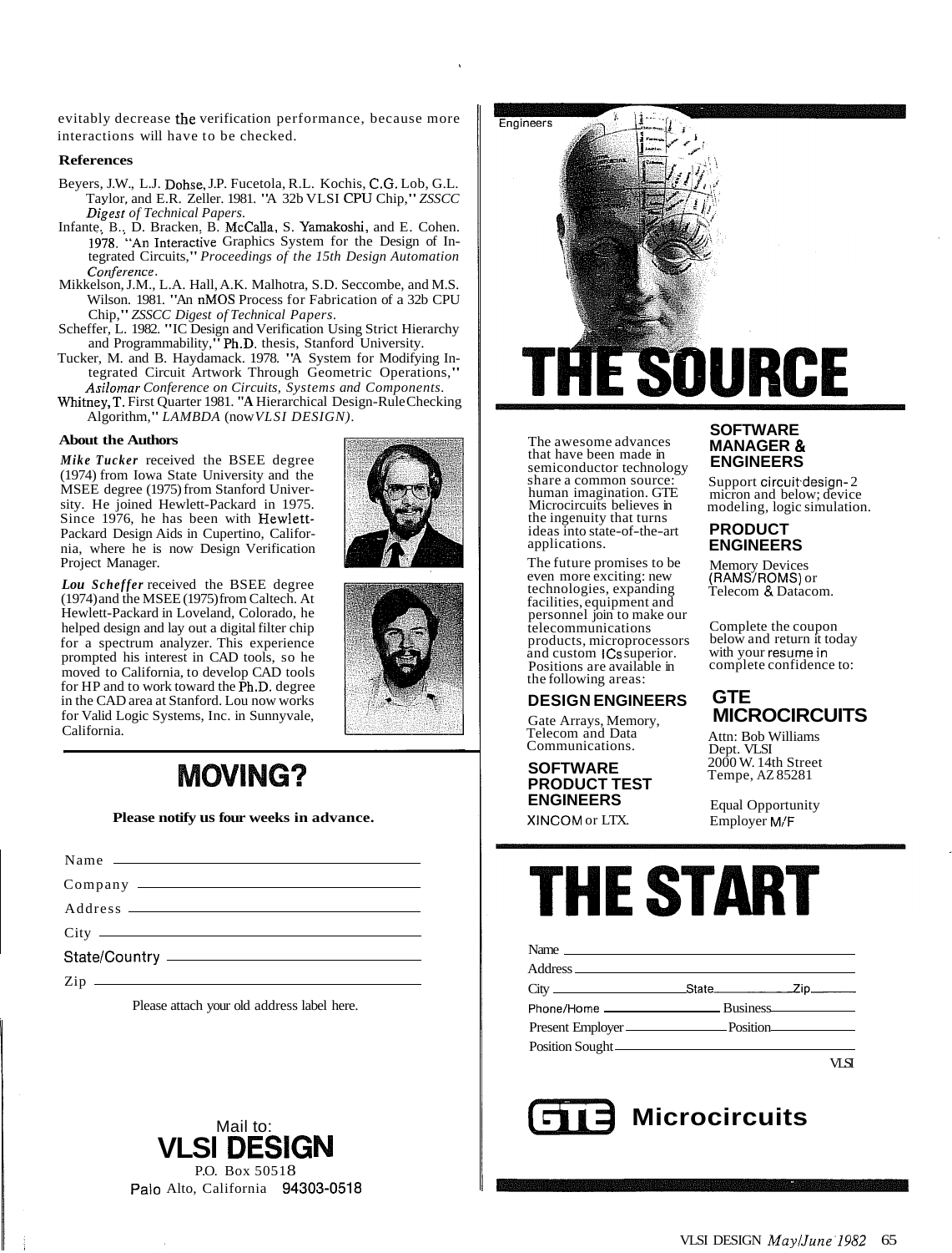evitably decrease the verification performance, because more interactions will have to be checked.

### References

Beyers, J.W., L.J. Dohse, J.P. Fucetola, R.L. Kochis, C.G. Lob, G.L. Taylor, and E.R. Zeller. 1981. "A 32b VLSI CPU Chip," *ISSCC Digest of Technical Papers.*

Infante, B., D. Bracken, B. McCalla, S. Yamakoshi, and E. Cohen. 1978. "An Interactive Graphics System for the Design of Integrated Circuits," *Proceedings of the 15th Design Automation Conference.*

Mikkelson, J.M., L.A. Hall, A.K. Malhotra, S.D. Seccombe, and M.S. Wilson. 1981. "An nMOS Process for Fabrication of a 32b CPU Chip," *ISSCC Digest of Technical Papers.*

Scheffer, L. 1982. "IC Design and Verification Using Strict Hierarchy and Programmability," Ph.D. thesis, Stanford University.

Tucker, M. and B. Haydamack. 1978. "A System for Modifying Integrated Circuit Artwork Through Geometric Operations," *Asilomar Conference on Circuits, Systems and Components.*

Whitney, T. First Quarter 1981. "A Hierarchical Design-Rule Checking Algorithm," *LAMBDA* (now *VLSI DESIGN).*

### About the Authors

***Mike Tucker*** received the BSEE degree (1974) from Iowa State University and the MSEE degree (1975) from Stanford University. He joined Hewlett-Packard in 1975. Since 1976, he has been with Hewlett-Packard Design Aids in Cupertino, California, where he is now Design Verification Project Manager.

***Lou Scheffer*** received the BSEE degree (1974) and the MSEE (1975) from Caltech. At Hewlett-Packard in Loveland, Colorado, he helped design and lay out a digital filter chip for a spectrum analyzer. This experience prompted his interest in CAD tools, so he moved to California, to develop CAD tools for HP and to work toward the Ph.D. degree in the CAD area at Stanford. Lou now works for Valid Logic Systems, Inc. in Sunnyvale, California.

## MOVING?

**Please notify us four weeks in advance.**

Name \_\_\_\_\_\_\_\_\_\_

Company \_\_\_\_\_\_\_\_\_\_

Address \_\_\_\_\_\_\_\_\_\_

City \_\_\_\_\_\_\_\_\_\_

State/Country \_\_\_\_\_\_\_\_\_\_

Zip \_\_\_\_\_\_\_\_\_\_

Please attach your old address label here.

Mail to:
**VLSI DESIGN**
P.O. Box 50518
Palo Alto, California 94303-0518

Engineers

# THE SOURCE

The awesome advances that have been made in semiconductor technology share a common source: human imagination. GTE Microcircuits believes in the ingenuity that turns ideas into state-of-the-art applications.

The future promises to be even more exciting: new technologies, expanding facilities, equipment and personnel join to make our telecommunications products, microprocessors and custom ICs superior. Positions are available in the following areas:

**DESIGN ENGINEERS**
Gate Arrays, Memory, Telecom and Data Communications.

**SOFTWARE PRODUCT TEST ENGINEERS**
XINCOM or LTX.

**SOFTWARE MANAGER & ENGINEERS**
Support circuit design-2 micron and below; device modeling, logic simulation.

**PRODUCT ENGINEERS**
Memory Devices (RAMS/ROMS) or Telecom & Datacom.

Complete the coupon below and return it today with your resume in complete confidence to:

**GTE MICROCIRCUITS**
Attn: Bob Williams
Dept. VLSI
2000 W. 14th Street
Tempe, AZ 85281

Equal Opportunity Employer M/F

# THE START

Name \_\_\_\_\_\_\_\_\_\_

Address \_\_\_\_\_\_\_\_\_\_

City \_\_\_\_\_\_\_\_\_\_ State \_\_\_\_\_\_\_\_\_\_ Zip \_\_\_\_\_\_\_\_\_\_

Phone/Home \_\_\_\_\_\_\_\_\_\_ Business \_\_\_\_\_\_\_\_\_\_

Present Employer \_\_\_\_\_\_\_\_\_\_ Position \_\_\_\_\_\_\_\_\_\_

Position Sought \_\_\_\_\_\_\_\_\_\_

VLSI

**GTE Microcircuits**